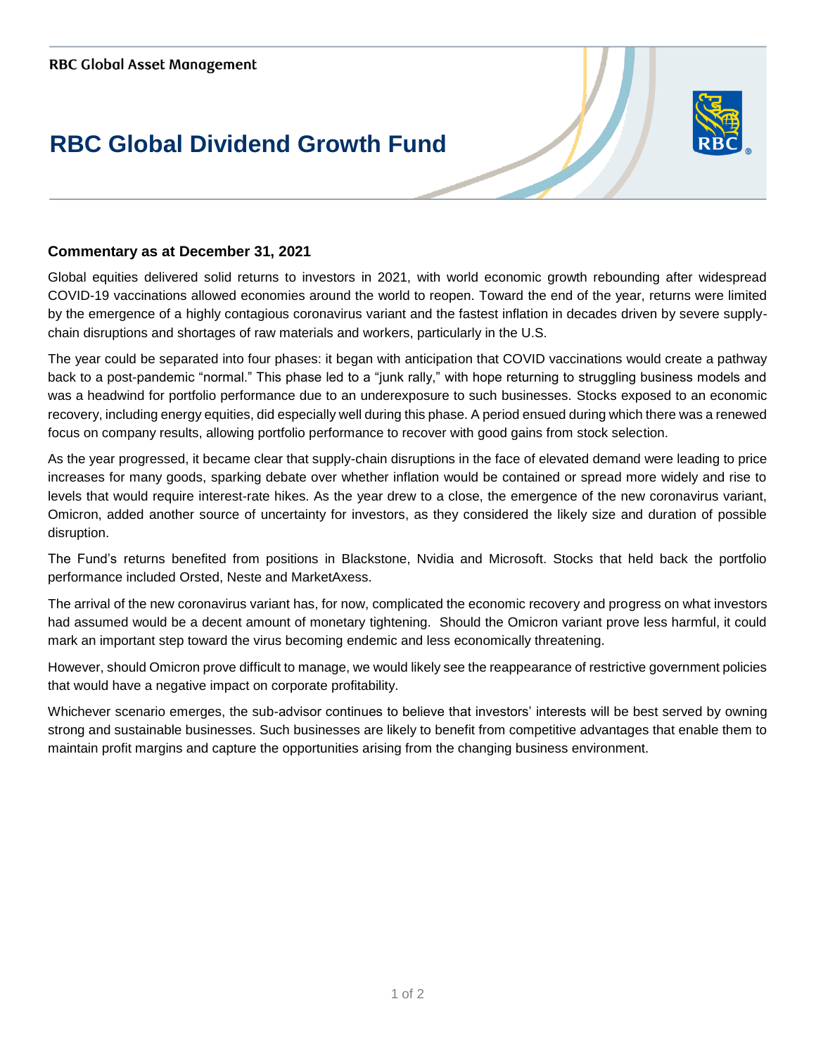RBC Global Asset Management

# RBC Global Dividend Growth Fund

## Commentary as at December 31, 2021

Global equities delivered solid returns to investors in 2021, with world economic growth rebounding after widespread COVID-19 vaccinations allowed economies around the world to reopen. Toward the end of the year, returns were limited by the emergence of a highly contagious coronavirus variant and the fastest inflation in decades driven by severe supply-chain disruptions and shortages of raw materials and workers, particularly in the U.S.

The year could be separated into four phases: it began with anticipation that COVID vaccinations would create a pathway back to a post-pandemic "normal." This phase led to a "junk rally," with hope returning to struggling business models and was a headwind for portfolio performance due to an underexposure to such businesses. Stocks exposed to an economic recovery, including energy equities, did especially well during this phase. A period ensued during which there was a renewed focus on company results, allowing portfolio performance to recover with good gains from stock selection.

As the year progressed, it became clear that supply-chain disruptions in the face of elevated demand were leading to price increases for many goods, sparking debate over whether inflation would be contained or spread more widely and rise to levels that would require interest-rate hikes. As the year drew to a close, the emergence of the new coronavirus variant, Omicron, added another source of uncertainty for investors, as they considered the likely size and duration of possible disruption.

The Fund's returns benefited from positions in Blackstone, Nvidia and Microsoft. Stocks that held back the portfolio performance included Orsted, Neste and MarketAxess.

The arrival of the new coronavirus variant has, for now, complicated the economic recovery and progress on what investors had assumed would be a decent amount of monetary tightening. Should the Omicron variant prove less harmful, it could mark an important step toward the virus becoming endemic and less economically threatening.

However, should Omicron prove difficult to manage, we would likely see the reappearance of restrictive government policies that would have a negative impact on corporate profitability.

Whichever scenario emerges, the sub-advisor continues to believe that investors' interests will be best served by owning strong and sustainable businesses. Such businesses are likely to benefit from competitive advantages that enable them to maintain profit margins and capture the opportunities arising from the changing business environment.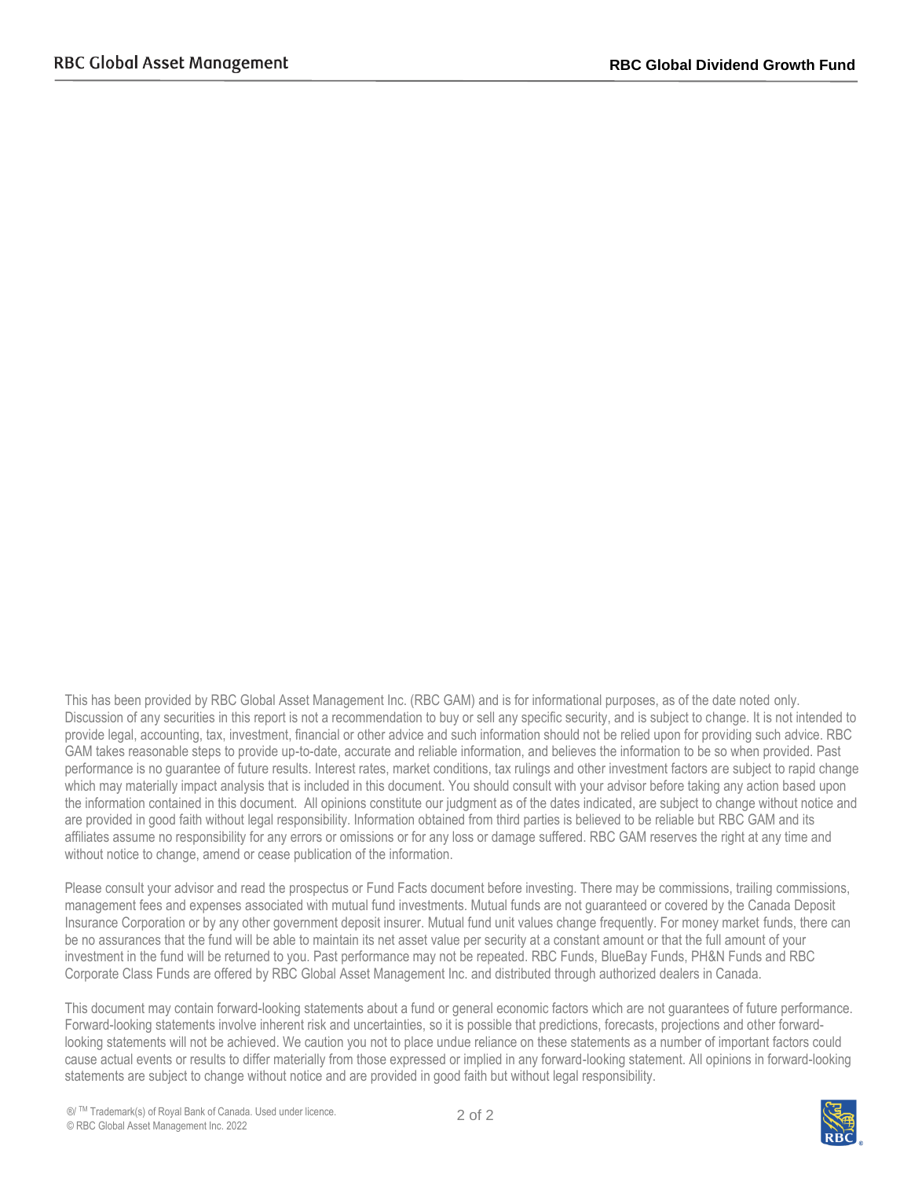This has been provided by RBC Global Asset Management Inc. (RBC GAM) and is for informational purposes, as of the date noted only. Discussion of any securities in this report is not a recommendation to buy or sell any specific security, and is subject to change. It is not intended to provide legal, accounting, tax, investment, financial or other advice and such information should not be relied upon for providing such advice. RBC GAM takes reasonable steps to provide up-to-date, accurate and reliable information, and believes the information to be so when provided. Past performance is no guarantee of future results. Interest rates, market conditions, tax rulings and other investment factors are subject to rapid change which may materially impact analysis that is included in this document. You should consult with your advisor before taking any action based upon the information contained in this document. All opinions constitute our judgment as of the dates indicated, are subject to change without notice and are provided in good faith without legal responsibility. Information obtained from third parties is believed to be reliable but RBC GAM and its affiliates assume no responsibility for any errors or omissions or for any loss or damage suffered. RBC GAM reserves the right at any time and without notice to change, amend or cease publication of the information.

Please consult your advisor and read the prospectus or Fund Facts document before investing. There may be commissions, trailing commissions, management fees and expenses associated with mutual fund investments. Mutual funds are not guaranteed or covered by the Canada Deposit Insurance Corporation or by any other government deposit insurer. Mutual fund unit values change frequently. For money market funds, there can be no assurances that the fund will be able to maintain its net asset value per security at a constant amount or that the full amount of your investment in the fund will be returned to you. Past performance may not be repeated. RBC Funds, BlueBay Funds, PH&N Funds and RBC Corporate Class Funds are offered by RBC Global Asset Management Inc. and distributed through authorized dealers in Canada.

This document may contain forward-looking statements about a fund or general economic factors which are not guarantees of future performance. Forward-looking statements involve inherent risk and uncertainties, so it is possible that predictions, forecasts, projections and other forward-looking statements will not be achieved. We caution you not to place undue reliance on these statements as a number of important factors could cause actual events or results to differ materially from those expressed or implied in any forward-looking statement. All opinions in forward-looking statements are subject to change without notice and are provided in good faith but without legal responsibility.

®/ TM Trademark(s) of Royal Bank of Canada. Used under licence.
© RBC Global Asset Management Inc. 2022